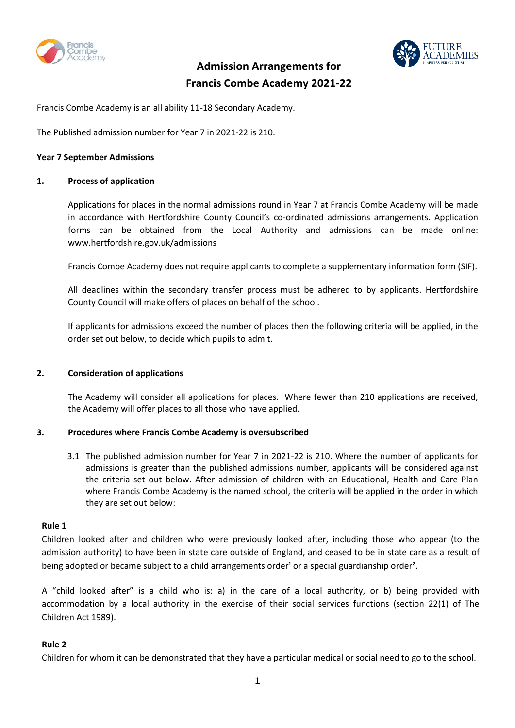# Admission Arrangements for Francis Combe Academy 2021-22

Francis Combe Academy is an all ability 11-18 Secondary Academy.

The Published admission number for Year 7 in 2021-22 is 210.

**Year 7 September Admissions**

## 1. Process of application

Applications for places in the normal admissions round in Year 7 at Francis Combe Academy will be made in accordance with Hertfordshire County Council's co-ordinated admissions arrangements. Application forms can be obtained from the Local Authority and admissions can be made online: www.hertfordshire.gov.uk/admissions

Francis Combe Academy does not require applicants to complete a supplementary information form (SIF).

All deadlines within the secondary transfer process must be adhered to by applicants. Hertfordshire County Council will make offers of places on behalf of the school.

If applicants for admissions exceed the number of places then the following criteria will be applied, in the order set out below, to decide which pupils to admit.

## 2. Consideration of applications

The Academy will consider all applications for places. Where fewer than 210 applications are received, the Academy will offer places to all those who have applied.

## 3. Procedures where Francis Combe Academy is oversubscribed

3.1 The published admission number for Year 7 in 2021-22 is 210. Where the number of applicants for admissions is greater than the published admissions number, applicants will be considered against the criteria set out below. After admission of children with an Educational, Health and Care Plan where Francis Combe Academy is the named school, the criteria will be applied in the order in which they are set out below:

**Rule 1**

Children looked after and children who were previously looked after, including those who appear (to the admission authority) to have been in state care outside of England, and ceased to be in state care as a result of being adopted or became subject to a child arrangements order[1] or a special guardianship order[2].

A "child looked after" is a child who is: a) in the care of a local authority, or b) being provided with accommodation by a local authority in the exercise of their social services functions (section 22(1) of The Children Act 1989).

**Rule 2**

Children for whom it can be demonstrated that they have a particular medical or social need to go to the school.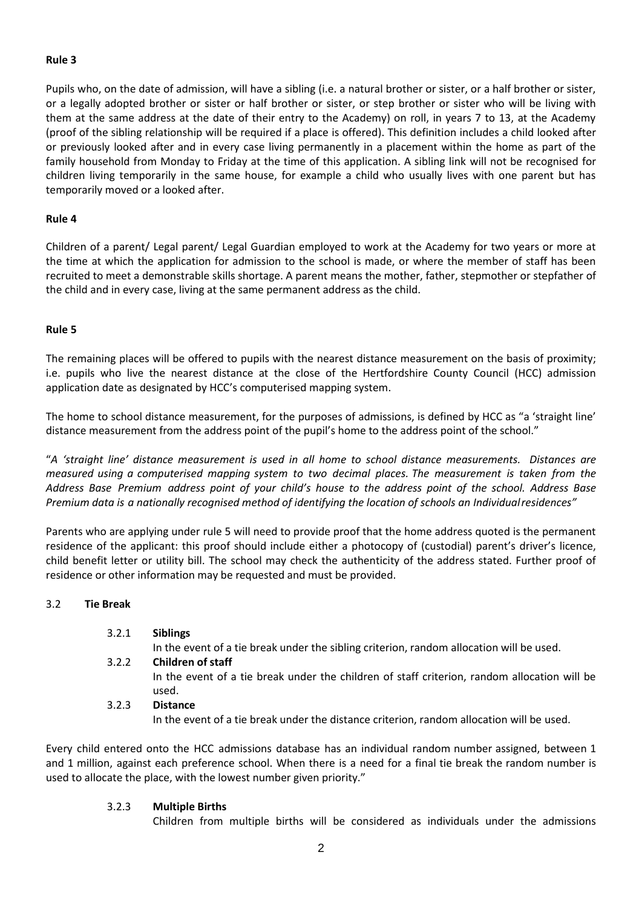**Rule 3**

Pupils who, on the date of admission, will have a sibling (i.e. a natural brother or sister, or a half brother or sister, or a legally adopted brother or sister or half brother or sister, or step brother or sister who will be living with them at the same address at the date of their entry to the Academy) on roll, in years 7 to 13, at the Academy (proof of the sibling relationship will be required if a place is offered). This definition includes a child looked after or previously looked after and in every case living permanently in a placement within the home as part of the family household from Monday to Friday at the time of this application. A sibling link will not be recognised for children living temporarily in the same house, for example a child who usually lives with one parent but has temporarily moved or a looked after.

**Rule 4**

Children of a parent/ Legal parent/ Legal Guardian employed to work at the Academy for two years or more at the time at which the application for admission to the school is made, or where the member of staff has been recruited to meet a demonstrable skills shortage. A parent means the mother, father, stepmother or stepfather of the child and in every case, living at the same permanent address as the child.

**Rule 5**

The remaining places will be offered to pupils with the nearest distance measurement on the basis of proximity; i.e. pupils who live the nearest distance at the close of the Hertfordshire County Council (HCC) admission application date as designated by HCC's computerised mapping system.

The home to school distance measurement, for the purposes of admissions, is defined by HCC as "a 'straight line' distance measurement from the address point of the pupil's home to the address point of the school."

"*A 'straight line' distance measurement is used in all home to school distance measurements. Distances are measured using a computerised mapping system to two decimal places. The measurement is taken from the Address Base Premium address point of your child's house to the address point of the school. Address Base Premium data is a nationally recognised method of identifying the location of schools an Individual residences*"

Parents who are applying under rule 5 will need to provide proof that the home address quoted is the permanent residence of the applicant: this proof should include either a photocopy of (custodial) parent's driver's licence, child benefit letter or utility bill. The school may check the authenticity of the address stated. Further proof of residence or other information may be requested and must be provided.

3.2 **Tie Break**

3.2.1 **Siblings**
In the event of a tie break under the sibling criterion, random allocation will be used.

3.2.2 **Children of staff**
In the event of a tie break under the children of staff criterion, random allocation will be used.

3.2.3 **Distance**
In the event of a tie break under the distance criterion, random allocation will be used.

Every child entered onto the HCC admissions database has an individual random number assigned, between 1 and 1 million, against each preference school. When there is a need for a final tie break the random number is used to allocate the place, with the lowest number given priority."

3.2.3 **Multiple Births**
Children from multiple births will be considered as individuals under the admissions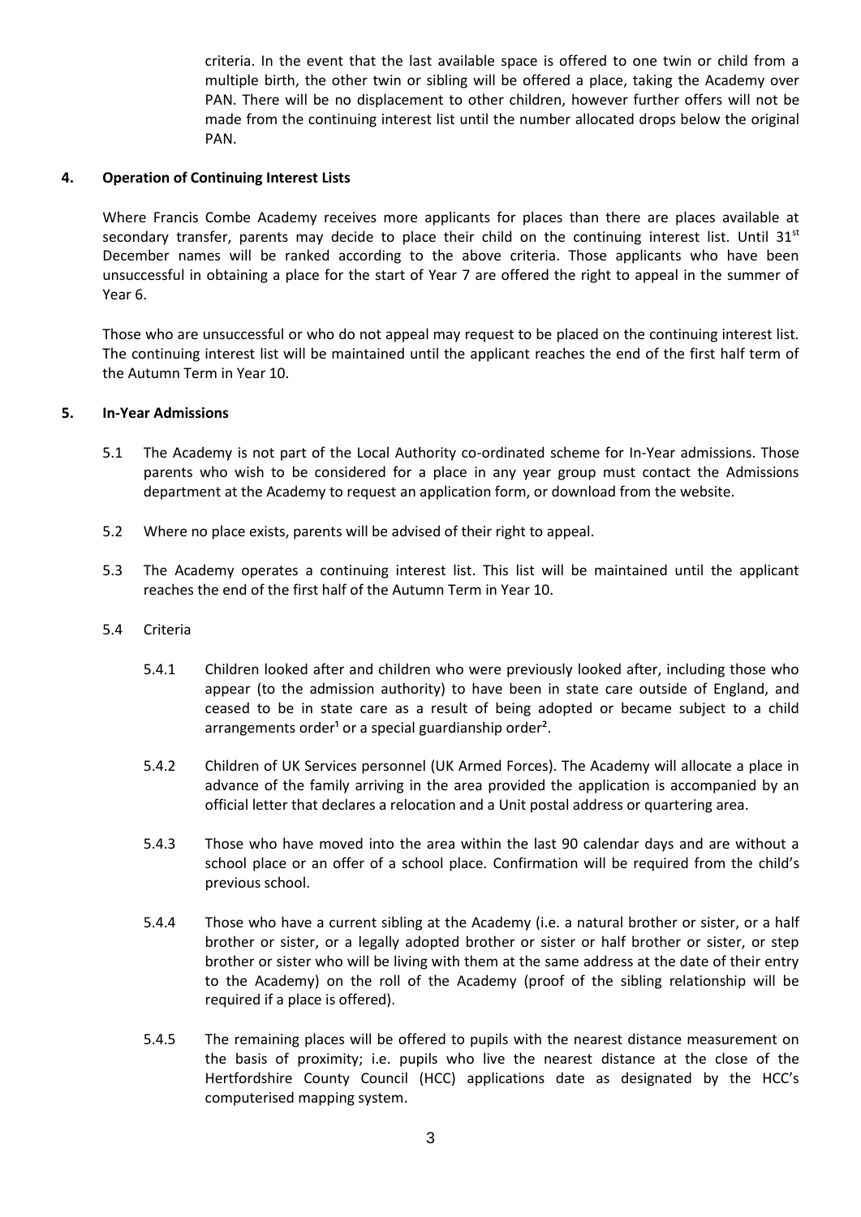criteria. In the event that the last available space is offered to one twin or child from a multiple birth, the other twin or sibling will be offered a place, taking the Academy over PAN. There will be no displacement to other children, however further offers will not be made from the continuing interest list until the number allocated drops below the original PAN.

## 4. Operation of Continuing Interest Lists

Where Francis Combe Academy receives more applicants for places than there are places available at secondary transfer, parents may decide to place their child on the continuing interest list. Until 31st December names will be ranked according to the above criteria. Those applicants who have been unsuccessful in obtaining a place for the start of Year 7 are offered the right to appeal in the summer of Year 6.

Those who are unsuccessful or who do not appeal may request to be placed on the continuing interest list. The continuing interest list will be maintained until the applicant reaches the end of the first half term of the Autumn Term in Year 10.

## 5. In-Year Admissions

5.1 The Academy is not part of the Local Authority co-ordinated scheme for In-Year admissions. Those parents who wish to be considered for a place in any year group must contact the Admissions department at the Academy to request an application form, or download from the website.

5.2 Where no place exists, parents will be advised of their right to appeal.

5.3 The Academy operates a continuing interest list. This list will be maintained until the applicant reaches the end of the first half of the Autumn Term in Year 10.

5.4 Criteria

5.4.1 Children looked after and children who were previously looked after, including those who appear (to the admission authority) to have been in state care outside of England, and ceased to be in state care as a result of being adopted or became subject to a child arrangements order[1] or a special guardianship order[2].

5.4.2 Children of UK Services personnel (UK Armed Forces). The Academy will allocate a place in advance of the family arriving in the area provided the application is accompanied by an official letter that declares a relocation and a Unit postal address or quartering area.

5.4.3 Those who have moved into the area within the last 90 calendar days and are without a school place or an offer of a school place. Confirmation will be required from the child's previous school.

5.4.4 Those who have a current sibling at the Academy (i.e. a natural brother or sister, or a half brother or sister, or a legally adopted brother or sister or half brother or sister, or step brother or sister who will be living with them at the same address at the date of their entry to the Academy) on the roll of the Academy (proof of the sibling relationship will be required if a place is offered).

5.4.5 The remaining places will be offered to pupils with the nearest distance measurement on the basis of proximity; i.e. pupils who live the nearest distance at the close of the Hertfordshire County Council (HCC) applications date as designated by the HCC's computerised mapping system.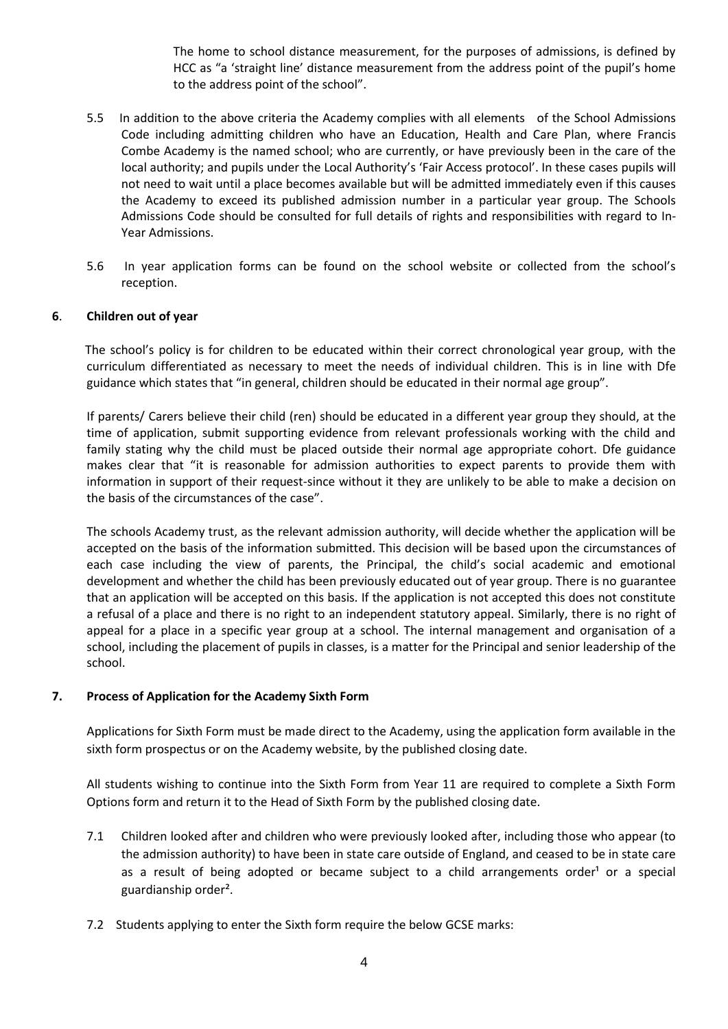The home to school distance measurement, for the purposes of admissions, is defined by HCC as "a 'straight line' distance measurement from the address point of the pupil's home to the address point of the school".

5.5 In addition to the above criteria the Academy complies with all elements of the School Admissions Code including admitting children who have an Education, Health and Care Plan, where Francis Combe Academy is the named school; who are currently, or have previously been in the care of the local authority; and pupils under the Local Authority's 'Fair Access protocol'. In these cases pupils will not need to wait until a place becomes available but will be admitted immediately even if this causes the Academy to exceed its published admission number in a particular year group. The Schools Admissions Code should be consulted for full details of rights and responsibilities with regard to In-Year Admissions.

5.6 In year application forms can be found on the school website or collected from the school's reception.

## 6. Children out of year

The school's policy is for children to be educated within their correct chronological year group, with the curriculum differentiated as necessary to meet the needs of individual children. This is in line with Dfe guidance which states that "in general, children should be educated in their normal age group".

If parents/ Carers believe their child (ren) should be educated in a different year group they should, at the time of application, submit supporting evidence from relevant professionals working with the child and family stating why the child must be placed outside their normal age appropriate cohort. Dfe guidance makes clear that "it is reasonable for admission authorities to expect parents to provide them with information in support of their request-since without it they are unlikely to be able to make a decision on the basis of the circumstances of the case".

The schools Academy trust, as the relevant admission authority, will decide whether the application will be accepted on the basis of the information submitted. This decision will be based upon the circumstances of each case including the view of parents, the Principal, the child's social academic and emotional development and whether the child has been previously educated out of year group. There is no guarantee that an application will be accepted on this basis. If the application is not accepted this does not constitute a refusal of a place and there is no right to an independent statutory appeal. Similarly, there is no right of appeal for a place in a specific year group at a school. The internal management and organisation of a school, including the placement of pupils in classes, is a matter for the Principal and senior leadership of the school.

## 7. Process of Application for the Academy Sixth Form

Applications for Sixth Form must be made direct to the Academy, using the application form available in the sixth form prospectus or on the Academy website, by the published closing date.

All students wishing to continue into the Sixth Form from Year 11 are required to complete a Sixth Form Options form and return it to the Head of Sixth Form by the published closing date.

7.1 Children looked after and children who were previously looked after, including those who appear (to the admission authority) to have been in state care outside of England, and ceased to be in state care as a result of being adopted or became subject to a child arrangements order[1] or a special guardianship order[2].

7.2 Students applying to enter the Sixth form require the below GCSE marks: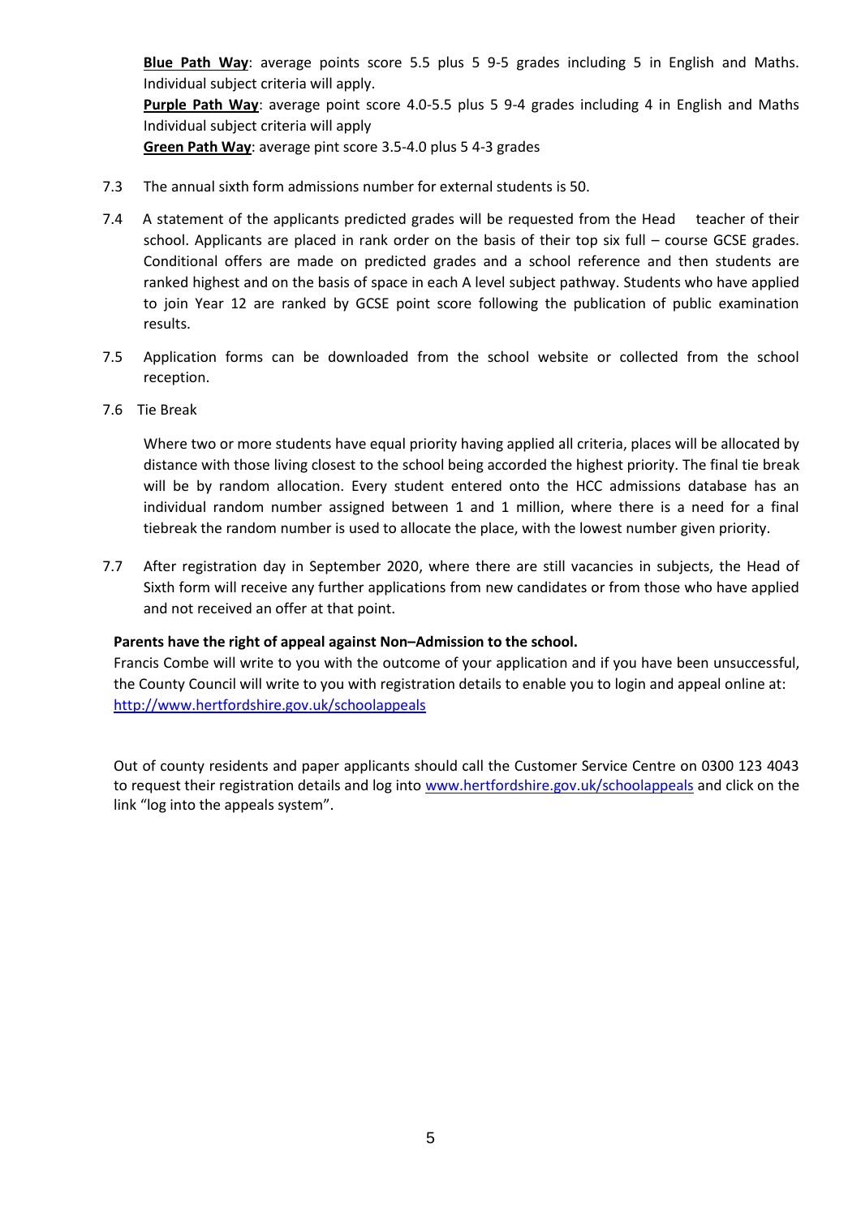**Blue Path Way**: average points score 5.5 plus 5 9-5 grades including 5 in English and Maths. Individual subject criteria will apply.

**Purple Path Way**: average point score 4.0-5.5 plus 5 9-4 grades including 4 in English and Maths Individual subject criteria will apply

**Green Path Way**: average pint score 3.5-4.0 plus 5 4-3 grades

7.3 The annual sixth form admissions number for external students is 50.

7.4 A statement of the applicants predicted grades will be requested from the Head teacher of their school. Applicants are placed in rank order on the basis of their top six full – course GCSE grades. Conditional offers are made on predicted grades and a school reference and then students are ranked highest and on the basis of space in each A level subject pathway. Students who have applied to join Year 12 are ranked by GCSE point score following the publication of public examination results.

7.5 Application forms can be downloaded from the school website or collected from the school reception.

7.6 Tie Break

Where two or more students have equal priority having applied all criteria, places will be allocated by distance with those living closest to the school being accorded the highest priority. The final tie break will be by random allocation. Every student entered onto the HCC admissions database has an individual random number assigned between 1 and 1 million, where there is a need for a final tiebreak the random number is used to allocate the place, with the lowest number given priority.

7.7 After registration day in September 2020, where there are still vacancies in subjects, the Head of Sixth form will receive any further applications from new candidates or from those who have applied and not received an offer at that point.

**Parents have the right of appeal against Non–Admission to the school.**

Francis Combe will write to you with the outcome of your application and if you have been unsuccessful, the County Council will write to you with registration details to enable you to login and appeal online at: http://www.hertfordshire.gov.uk/schoolappeals

Out of county residents and paper applicants should call the Customer Service Centre on 0300 123 4043 to request their registration details and log into www.hertfordshire.gov.uk/schoolappeals and click on the link "log into the appeals system".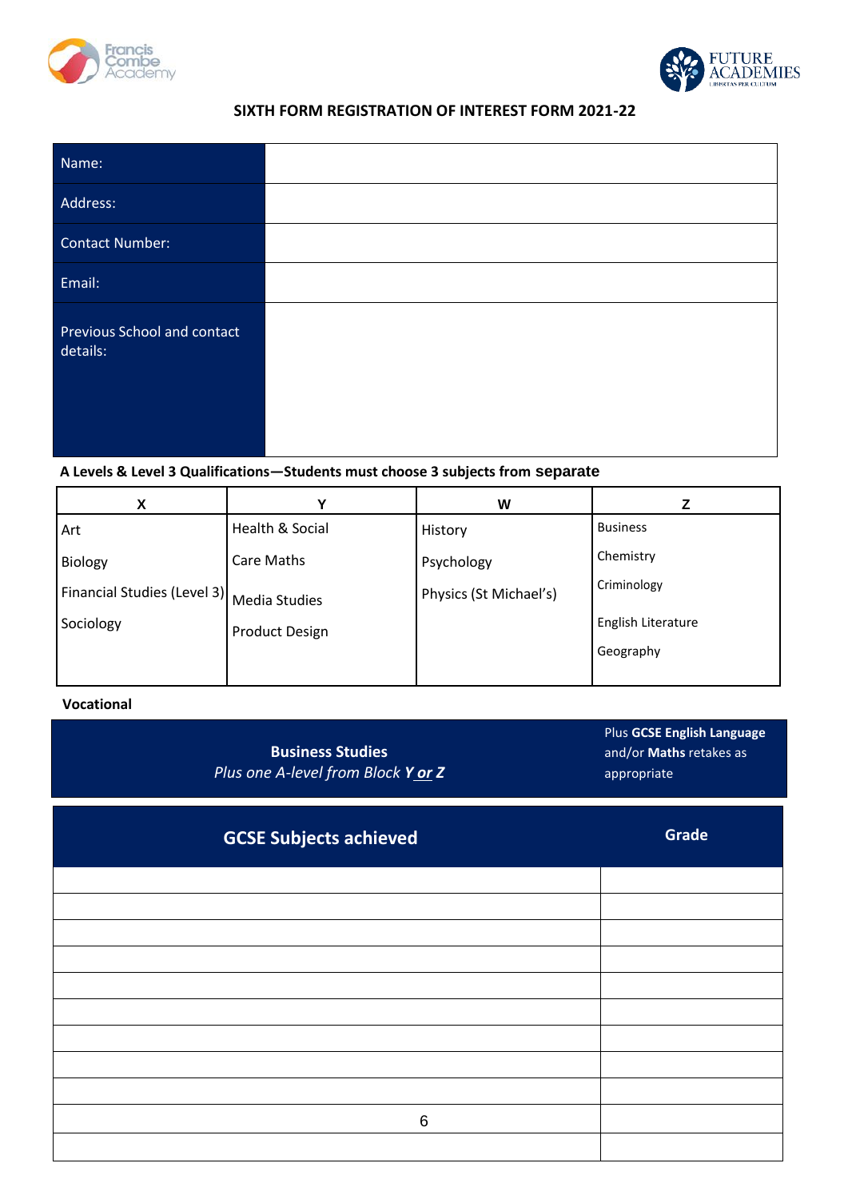Francis Combe Academy

FUTURE ACADEMIES
LIBERTAS PER CULTUM

## SIXTH FORM REGISTRATION OF INTEREST FORM 2021-22

| | |
|---|---|
| Name: | |
| Address: | |
| Contact Number: | |
| Email: | |
| Previous School and contact details: | |

**A Levels & Level 3 Qualifications—Students must choose 3 subjects from separate**

| X | Y | W | Z |
|---|---|---|---|
| Art | Health & Social | History | Business |
| Biology | Care Maths | Psychology | Chemistry |
| Financial Studies (Level 3) | Media Studies | Physics (St Michael's) | Criminology |
| Sociology | Product Design | | English Literature |
| | | | Geography |

**Vocational**

| | |
|---|---|
| **Business Studies**<br>*Plus one A-level from Block **Y** **or** **Z*** | Plus **GCSE English Language** and/or **Maths** retakes as appropriate |

| GCSE Subjects achieved | Grade |
|---|---|
| | |
| | |
| | |
| | |
| | |
| | |
| | |
| | |
| | |
| | |
| | |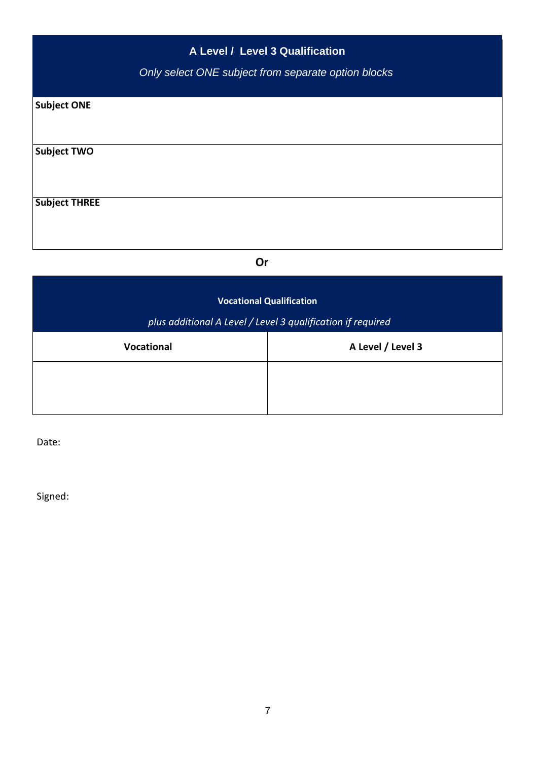| A Level / Level 3 Qualification<br>*Only select ONE subject from separate option blocks* |
| --- |
| **Subject ONE** |
| **Subject TWO** |
| **Subject THREE** |

**Or**

| **Vocational Qualification**<br>*plus additional A Level / Level 3 qualification if required* | |
| --- | --- |
| **Vocational** | **A Level / Level 3** |
| | |

Date:

Signed: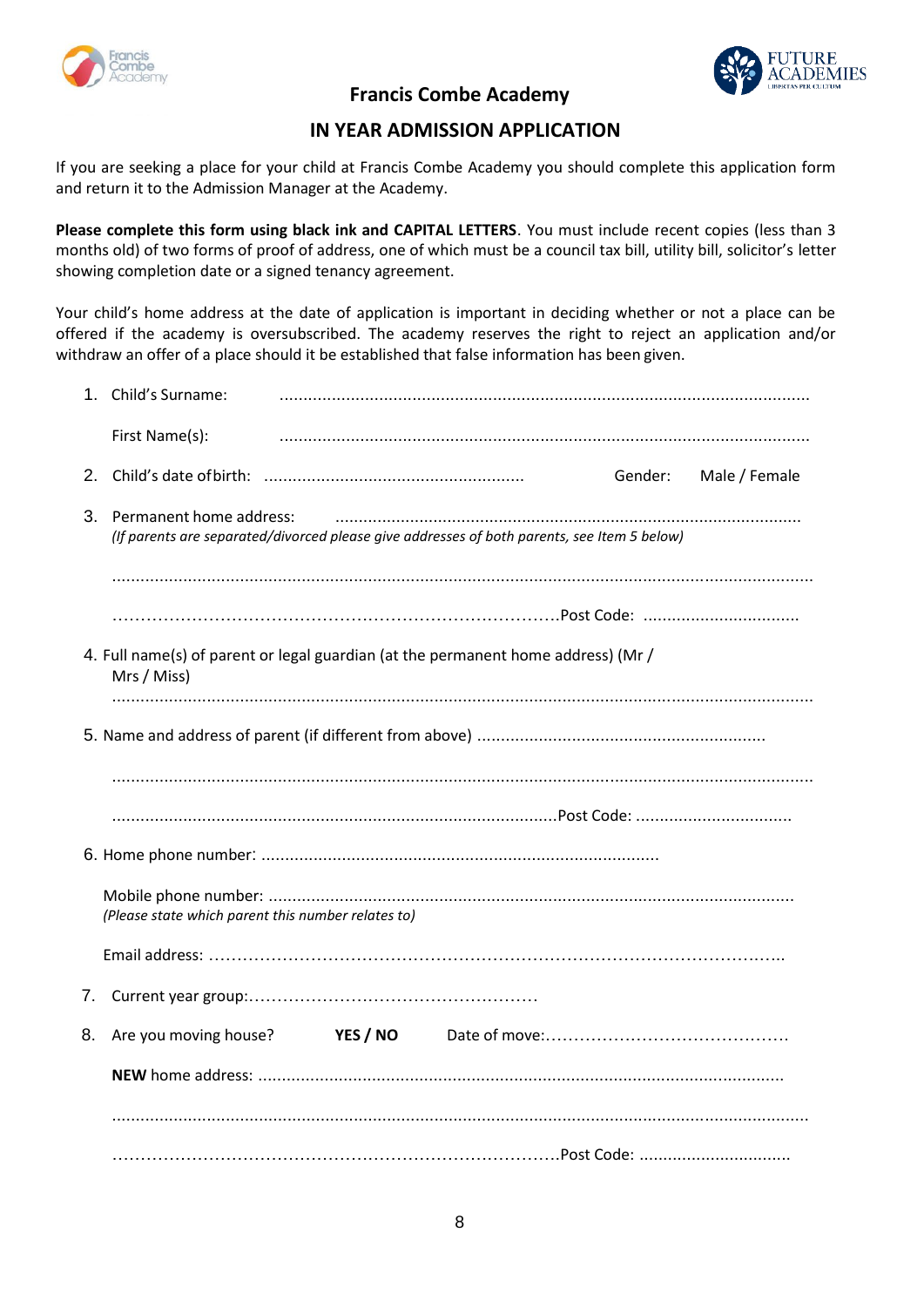# Francis Combe Academy

## IN YEAR ADMISSION APPLICATION

If you are seeking a place for your child at Francis Combe Academy you should complete this application form and return it to the Admission Manager at the Academy.

**Please complete this form using black ink and CAPITAL LETTERS**. You must include recent copies (less than 3 months old) of two forms of proof of address, one of which must be a council tax bill, utility bill, solicitor's letter showing completion date or a signed tenancy agreement.

Your child's home address at the date of application is important in deciding whether or not a place can be offered if the academy is oversubscribed. The academy reserves the right to reject an application and/or withdraw an offer of a place should it be established that false information has been given.

1. Child's Surname: ..............................................................................................................

   First Name(s): ..............................................................................................................

2. Child's date of birth: ...................................................... Gender: Male / Female

3. Permanent home address: ..................................................................................................

   *(If parents are separated/divorced please give addresses of both parents, see Item 5 below)*

   ..........................................................................................................................................

   ..........................................................................Post Code: .................................

4. Full name(s) of parent or legal guardian (at the permanent home address) (Mr / Mrs / Miss)

   ..........................................................................................................................................

5. Name and address of parent (if different from above) ............................................................

   ..........................................................................................................................................

   ..........................................................................................Post Code: .................................

6. Home phone number: ...................................................................................

   Mobile phone number: ..............................................................................................................

   *(Please state which parent this number relates to)*

   Email address: ..........................................................................................................

7. Current year group:..................................................

8. Are you moving house? **YES / NO** Date of move:..........................................

   **NEW** home address: ..............................................................................................................

   ..........................................................................................................................................

   ..........................................................................Post Code: ................................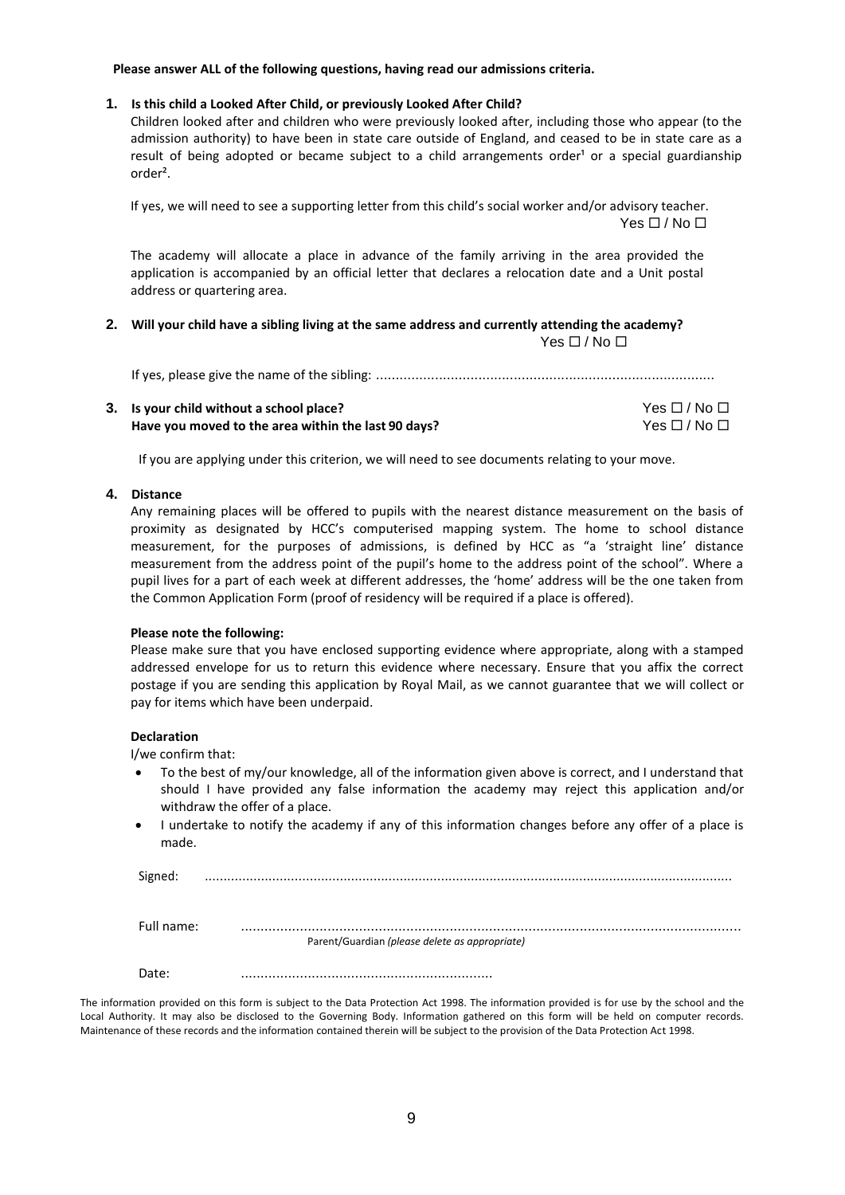**Please answer ALL of the following questions, having read our admissions criteria.**

**1. Is this child a Looked After Child, or previously Looked After Child?**

Children looked after and children who were previously looked after, including those who appear (to the admission authority) to have been in state care outside of England, and ceased to be in state care as a result of being adopted or became subject to a child arrangements order[1] or a special guardianship order[2].

If yes, we will need to see a supporting letter from this child's social worker and/or advisory teacher.

Yes ☐ / No ☐

The academy will allocate a place in advance of the family arriving in the area provided the application is accompanied by an official letter that declares a relocation date and a Unit postal address or quartering area.

**2. Will your child have a sibling living at the same address and currently attending the academy?**

Yes ☐ / No ☐

If yes, please give the name of the sibling: ......................................................................................

**3. Is your child without a school place?** Yes ☐ / No ☐

**Have you moved to the area within the last 90 days?** Yes ☐ / No ☐

If you are applying under this criterion, we will need to see documents relating to your move.

**4. Distance**

Any remaining places will be offered to pupils with the nearest distance measurement on the basis of proximity as designated by HCC's computerised mapping system. The home to school distance measurement, for the purposes of admissions, is defined by HCC as "a 'straight line' distance measurement from the address point of the pupil's home to the address point of the school". Where a pupil lives for a part of each week at different addresses, the 'home' address will be the one taken from the Common Application Form (proof of residency will be required if a place is offered).

**Please note the following:**

Please make sure that you have enclosed supporting evidence where appropriate, along with a stamped addressed envelope for us to return this evidence where necessary. Ensure that you affix the correct postage if you are sending this application by Royal Mail, as we cannot guarantee that we will collect or pay for items which have been underpaid.

**Declaration**

I/we confirm that:

- To the best of my/our knowledge, all of the information given above is correct, and I understand that should I have provided any false information the academy may reject this application and/or withdraw the offer of a place.
- I undertake to notify the academy if any of this information changes before any offer of a place is made.

Signed: ..........................................................................................................................................

Full name: ..........................................................................................................................................
Parent/Guardian *(please delete as appropriate)*

Date: ................................................................

The information provided on this form is subject to the Data Protection Act 1998. The information provided is for use by the school and the Local Authority. It may also be disclosed to the Governing Body. Information gathered on this form will be held on computer records. Maintenance of these records and the information contained therein will be subject to the provision of the Data Protection Act 1998.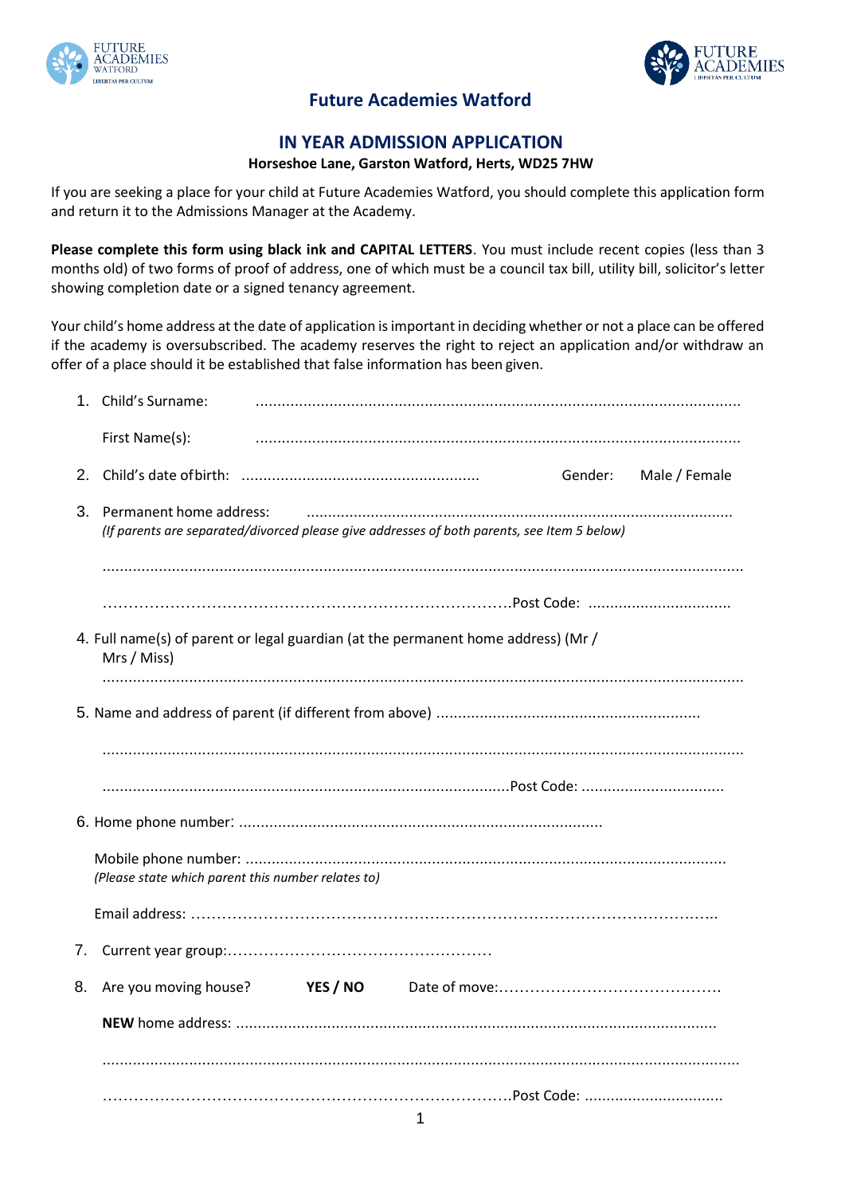# Future Academies Watford

## IN YEAR ADMISSION APPLICATION

**Horseshoe Lane, Garston Watford, Herts, WD25 7HW**

If you are seeking a place for your child at Future Academies Watford, you should complete this application form and return it to the Admissions Manager at the Academy.

**Please complete this form using black ink and CAPITAL LETTERS**. You must include recent copies (less than 3 months old) of two forms of proof of address, one of which must be a council tax bill, utility bill, solicitor's letter showing completion date or a signed tenancy agreement.

Your child's home address at the date of application is important in deciding whether or not a place can be offered if the academy is oversubscribed. The academy reserves the right to reject an application and/or withdraw an offer of a place should it be established that false information has been given.

1. Child's Surname: ..............................................................................................................

   First Name(s): ..............................................................................................................

2. Child's date of birth: ...................................................... Gender: Male / Female

3. Permanent home address: ..................................................................................
   *(If parents are separated/divorced please give addresses of both parents, see Item 5 below)*

   ..................................................................................................................................

   ……………………………………………………………………Post Code: ................................

4. Full name(s) of parent or legal guardian (at the permanent home address) (Mr / Mrs / Miss)

   ..................................................................................................................................

5. Name and address of parent (if different from above) ............................................................

   ..................................................................................................................................

   .............................................................................................Post Code: ................................

6. Home phone number: ....................................................................................

   Mobile phone number: ..............................................................................................................
   *(Please state which parent this number relates to)*

   Email address: ………………………………………………………………………………………..

7. Current year group:……………………………………………

8. Are you moving house? **YES / NO** Date of move:…………………………………….

   **NEW** home address: ..............................................................................................................

   ..................................................................................................................................

   ……………………………………………………………………Post Code: ................................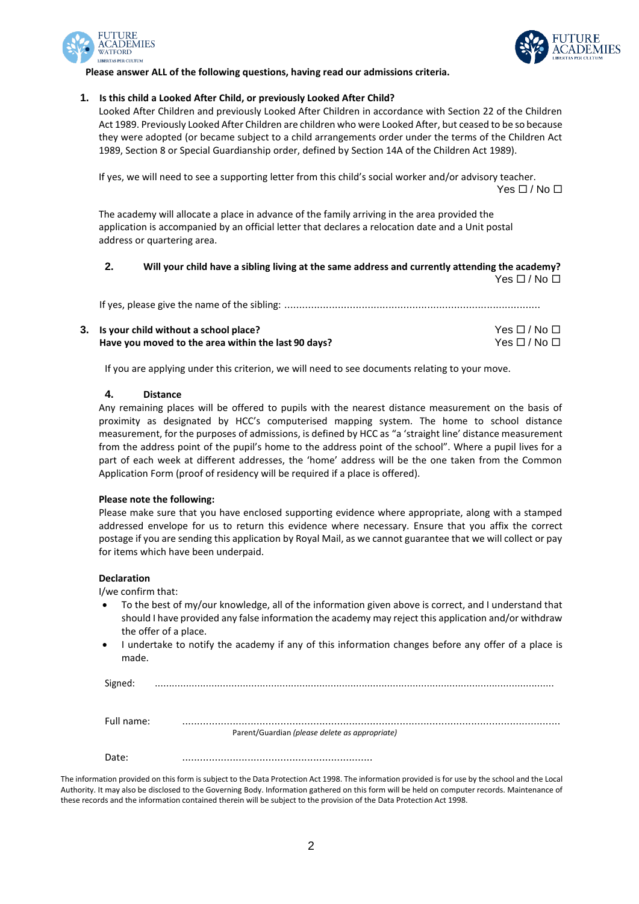**Please answer ALL of the following questions, having read our admissions criteria.**

1. **Is this child a Looked After Child, or previously Looked After Child?**

   Looked After Children and previously Looked After Children in accordance with Section 22 of the Children Act 1989. Previously Looked After Children are children who were Looked After, but ceased to be so because they were adopted (or became subject to a child arrangements order under the terms of the Children Act 1989, Section 8 or Special Guardianship order, defined by Section 14A of the Children Act 1989).

   If yes, we will need to see a supporting letter from this child's social worker and/or advisory teacher.

   Yes ☐ / No ☐

   The academy will allocate a place in advance of the family arriving in the area provided the application is accompanied by an official letter that declares a relocation date and a Unit postal address or quartering area.

2. **Will your child have a sibling living at the same address and currently attending the academy?**

   Yes ☐ / No ☐

   If yes, please give the name of the sibling: .....................................................................................

3. **Is your child without a school place?** Yes ☐ / No ☐

   **Have you moved to the area within the last 90 days?** Yes ☐ / No ☐

   If you are applying under this criterion, we will need to see documents relating to your move.

4. **Distance**

   Any remaining places will be offered to pupils with the nearest distance measurement on the basis of proximity as designated by HCC's computerised mapping system. The home to school distance measurement, for the purposes of admissions, is defined by HCC as "a 'straight line' distance measurement from the address point of the pupil's home to the address point of the school". Where a pupil lives for a part of each week at different addresses, the 'home' address will be the one taken from the Common Application Form (proof of residency will be required if a place is offered).

**Please note the following:**

Please make sure that you have enclosed supporting evidence where appropriate, along with a stamped addressed envelope for us to return this evidence where necessary. Ensure that you affix the correct postage if you are sending this application by Royal Mail, as we cannot guarantee that we will collect or pay for items which have been underpaid.

**Declaration**

I/we confirm that:

- To the best of my/our knowledge, all of the information given above is correct, and I understand that should I have provided any false information the academy may reject this application and/or withdraw the offer of a place.
- I undertake to notify the academy if any of this information changes before any offer of a place is made.

Signed: ..........................................................................................................................................

Full name: ..............................................................................................................................

Parent/Guardian *(please delete as appropriate)*

Date: ................................................................

The information provided on this form is subject to the Data Protection Act 1998. The information provided is for use by the school and the Local Authority. It may also be disclosed to the Governing Body. Information gathered on this form will be held on computer records. Maintenance of these records and the information contained therein will be subject to the provision of the Data Protection Act 1998.